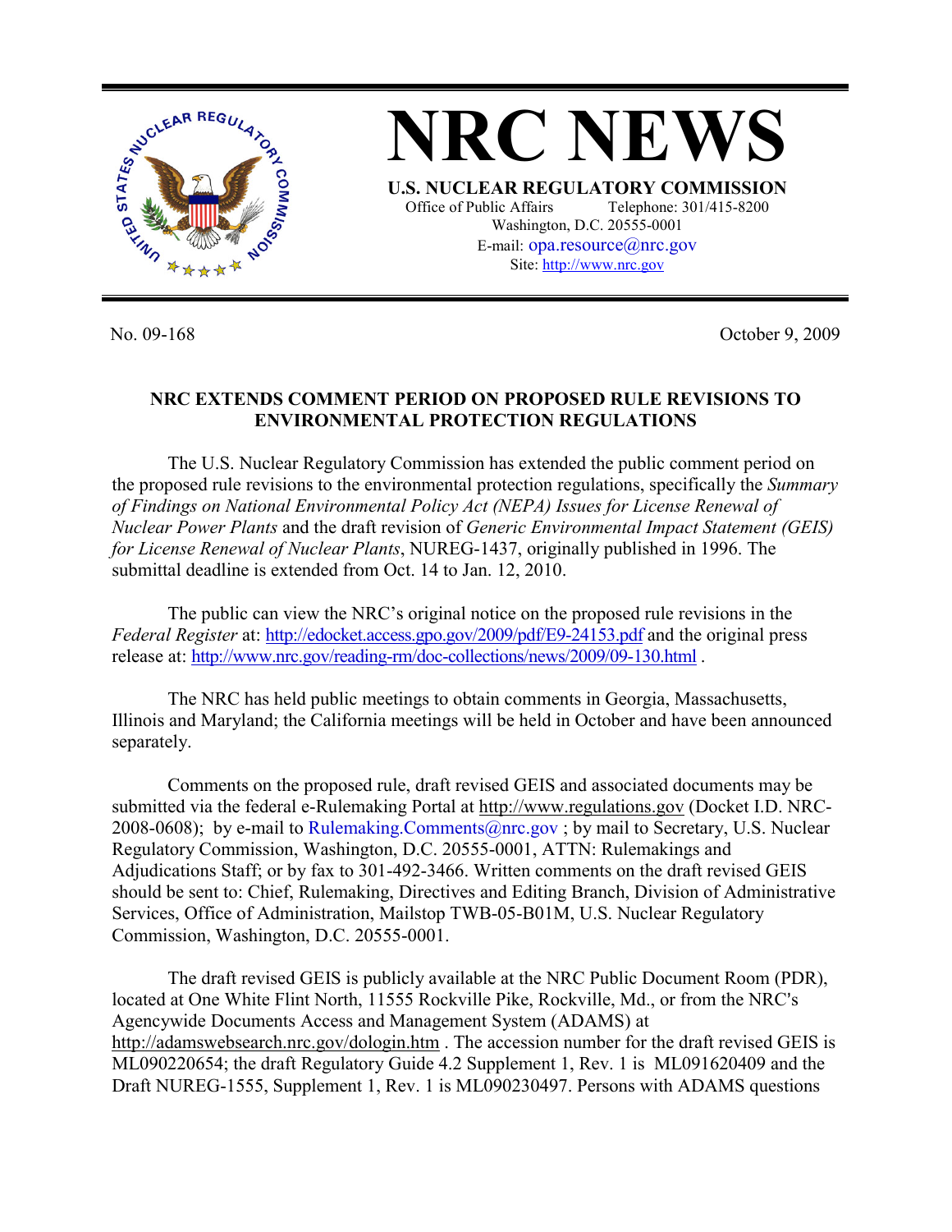# NRC NEWS

**U.S. NUCLEAR REGULATORY COMMISSION**

Office of Public Affairs Telephone: 301/415-8200
Washington, D.C. 20555-0001
E-mail: opa.resource@nrc.gov
Site: http://www.nrc.gov

No. 09-168 October 9, 2009

## NRC EXTENDS COMMENT PERIOD ON PROPOSED RULE REVISIONS TO ENVIRONMENTAL PROTECTION REGULATIONS

The U.S. Nuclear Regulatory Commission has extended the public comment period on the proposed rule revisions to the environmental protection regulations, specifically the *Summary of Findings on National Environmental Policy Act (NEPA) Issues for License Renewal of Nuclear Power Plants* and the draft revision of *Generic Environmental Impact Statement (GEIS) for License Renewal of Nuclear Plants*, NUREG-1437, originally published in 1996. The submittal deadline is extended from Oct. 14 to Jan. 12, 2010.

The public can view the NRC's original notice on the proposed rule revisions in the *Federal Register* at: http://edocket.access.gpo.gov/2009/pdf/E9-24153.pdf and the original press release at: http://www.nrc.gov/reading-rm/doc-collections/news/2009/09-130.html .

The NRC has held public meetings to obtain comments in Georgia, Massachusetts, Illinois and Maryland; the California meetings will be held in October and have been announced separately.

Comments on the proposed rule, draft revised GEIS and associated documents may be submitted via the federal e-Rulemaking Portal at http://www.regulations.gov (Docket I.D. NRC-2008-0608); by e-mail to Rulemaking.Comments@nrc.gov ; by mail to Secretary, U.S. Nuclear Regulatory Commission, Washington, D.C. 20555-0001, ATTN: Rulemakings and Adjudications Staff; or by fax to 301-492-3466. Written comments on the draft revised GEIS should be sent to: Chief, Rulemaking, Directives and Editing Branch, Division of Administrative Services, Office of Administration, Mailstop TWB-05-B01M, U.S. Nuclear Regulatory Commission, Washington, D.C. 20555-0001.

The draft revised GEIS is publicly available at the NRC Public Document Room (PDR), located at One White Flint North, 11555 Rockville Pike, Rockville, Md., or from the NRC's Agencywide Documents Access and Management System (ADAMS) at http://adamswebsearch.nrc.gov/dologin.htm . The accession number for the draft revised GEIS is ML090220654; the draft Regulatory Guide 4.2 Supplement 1, Rev. 1 is ML091620409 and the Draft NUREG-1555, Supplement 1, Rev. 1 is ML090230497. Persons with ADAMS questions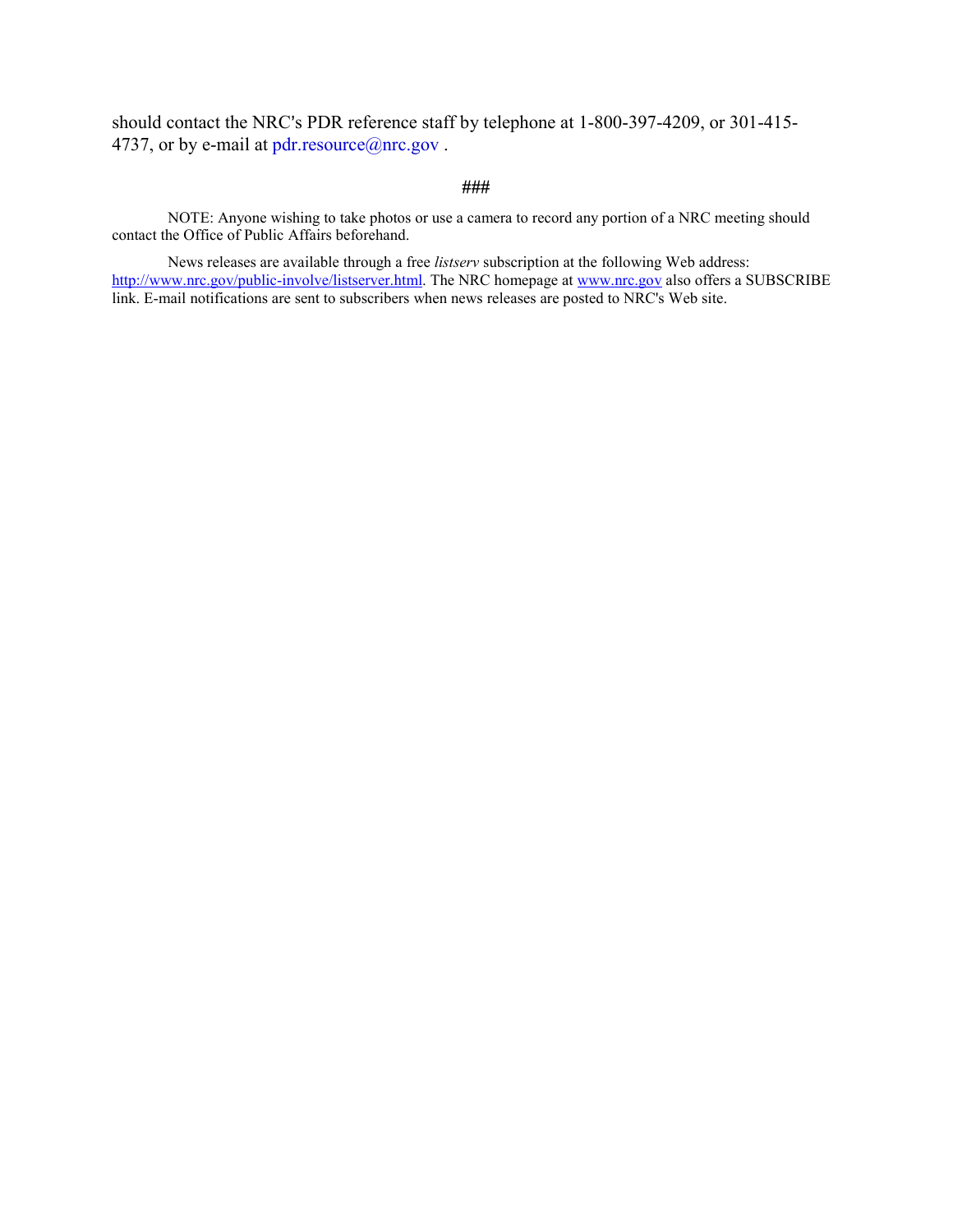should contact the NRC's PDR reference staff by telephone at 1-800-397-4209, or 301-415-4737, or by e-mail at pdr.resource@nrc.gov .

###

NOTE: Anyone wishing to take photos or use a camera to record any portion of a NRC meeting should contact the Office of Public Affairs beforehand.

News releases are available through a free *listserv* subscription at the following Web address: http://www.nrc.gov/public-involve/listserver.html. The NRC homepage at www.nrc.gov also offers a SUBSCRIBE link. E-mail notifications are sent to subscribers when news releases are posted to NRC's Web site.